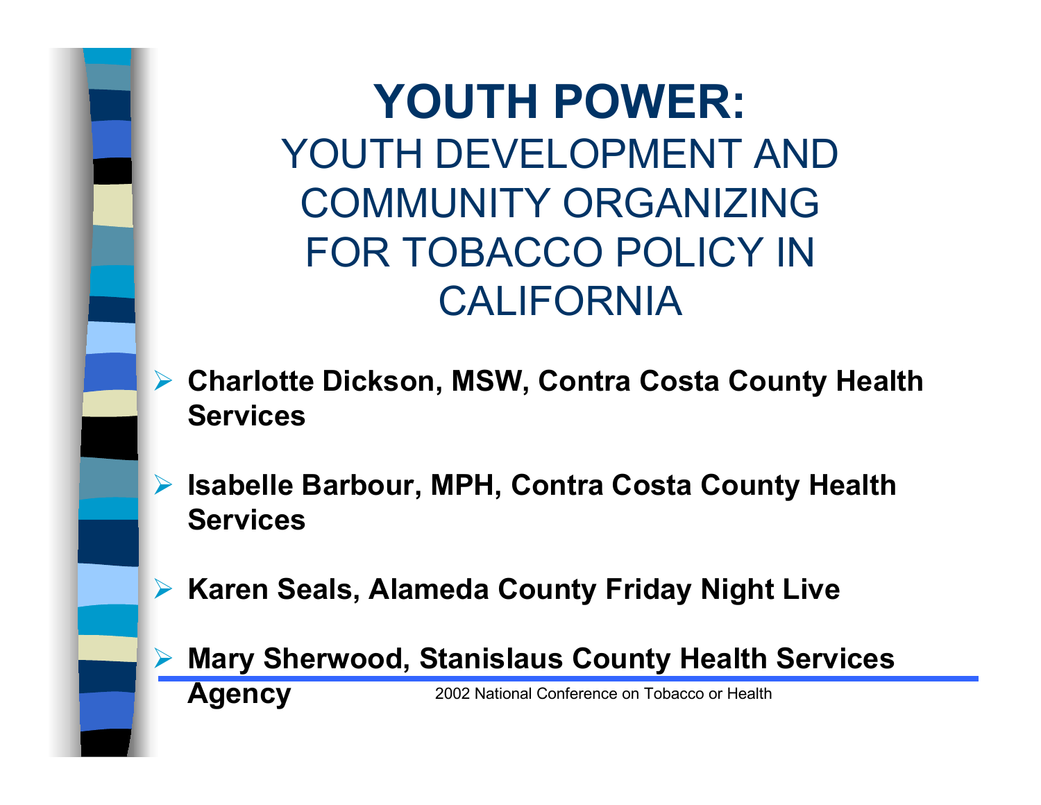# YOUTH POWER:

## YOUTH DEVELOPMENT AND COMMUNITY ORGANIZING FOR TOBACCO POLICY IN CALIFORNIA

- **Charlotte Dickson, MSW, Contra Costa County Health Services**
- **Isabelle Barbour, MPH, Contra Costa County Health Services**
- **Karen Seals, Alameda County Friday Night Live**
- **Mary Sherwood, Stanislaus County Health Services Agency**

2002 National Conference on Tobacco or Health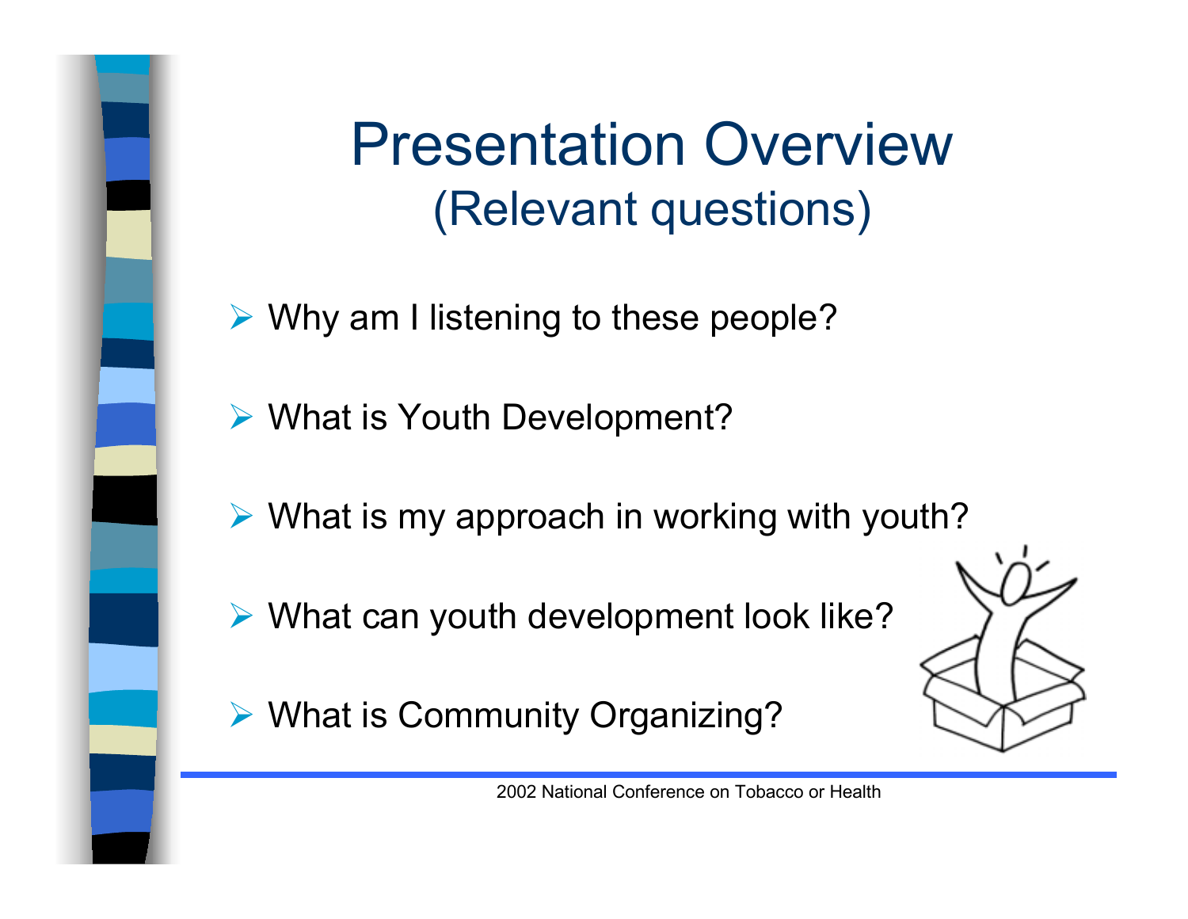# Presentation Overview
## (Relevant questions)

- Why am I listening to these people?
- What is Youth Development?
- What is my approach in working with youth?
- What can youth development look like?
- What is Community Organizing?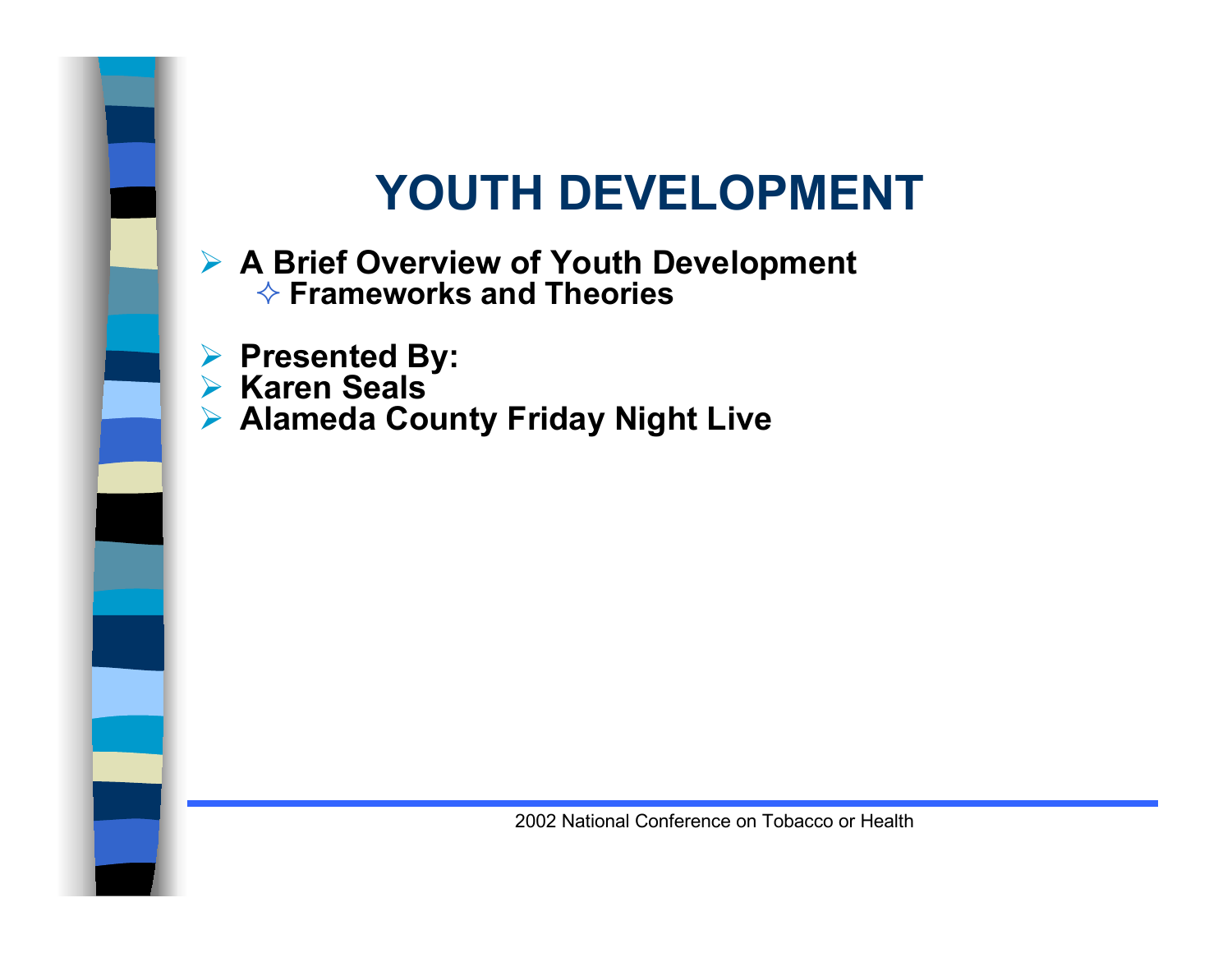# YOUTH DEVELOPMENT

- **A Brief Overview of Youth Development**
  - **Frameworks and Theories**

- **Presented By:**
- **Karen Seals**
- **Alameda County Friday Night Live**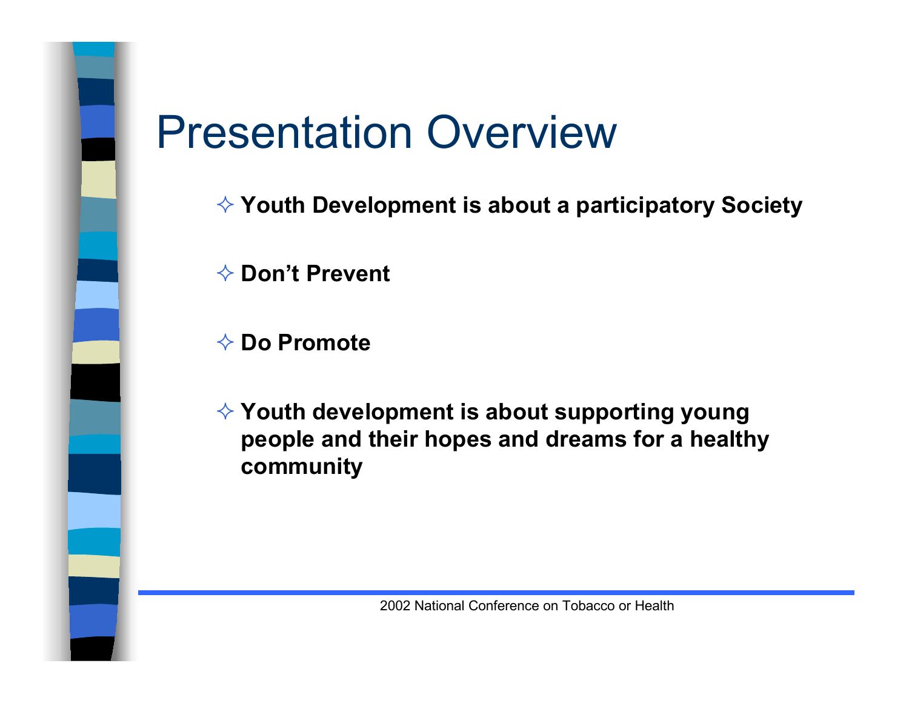# Presentation Overview

- **Youth Development is about a participatory Society**
- **Don't Prevent**
- **Do Promote**
- **Youth development is about supporting young people and their hopes and dreams for a healthy community**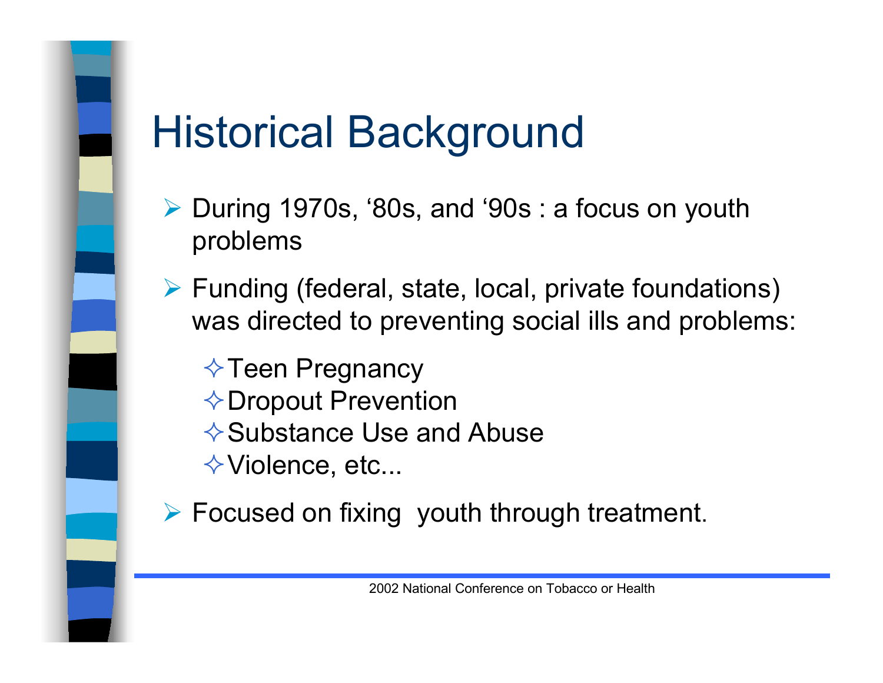# Historical Background

- During 1970s, '80s, and '90s : a focus on youth problems
- Funding (federal, state, local, private foundations) was directed to preventing social ills and problems:
  - Teen Pregnancy
  - Dropout Prevention
  - Substance Use and Abuse
  - Violence, etc...
- Focused on fixing youth through treatment.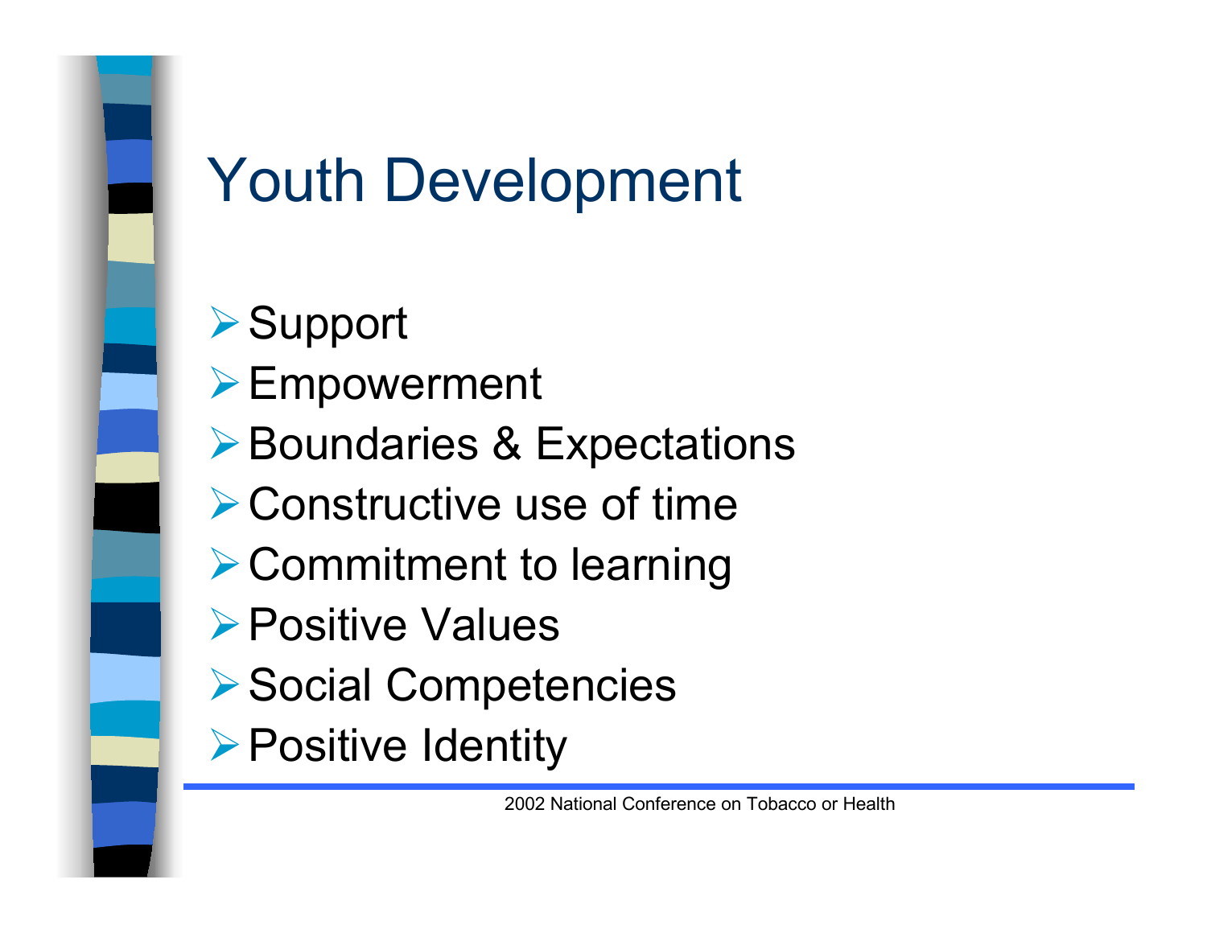# Youth Development

- Support
- Empowerment
- Boundaries & Expectations
- Constructive use of time
- Commitment to learning
- Positive Values
- Social Competencies
- Positive Identity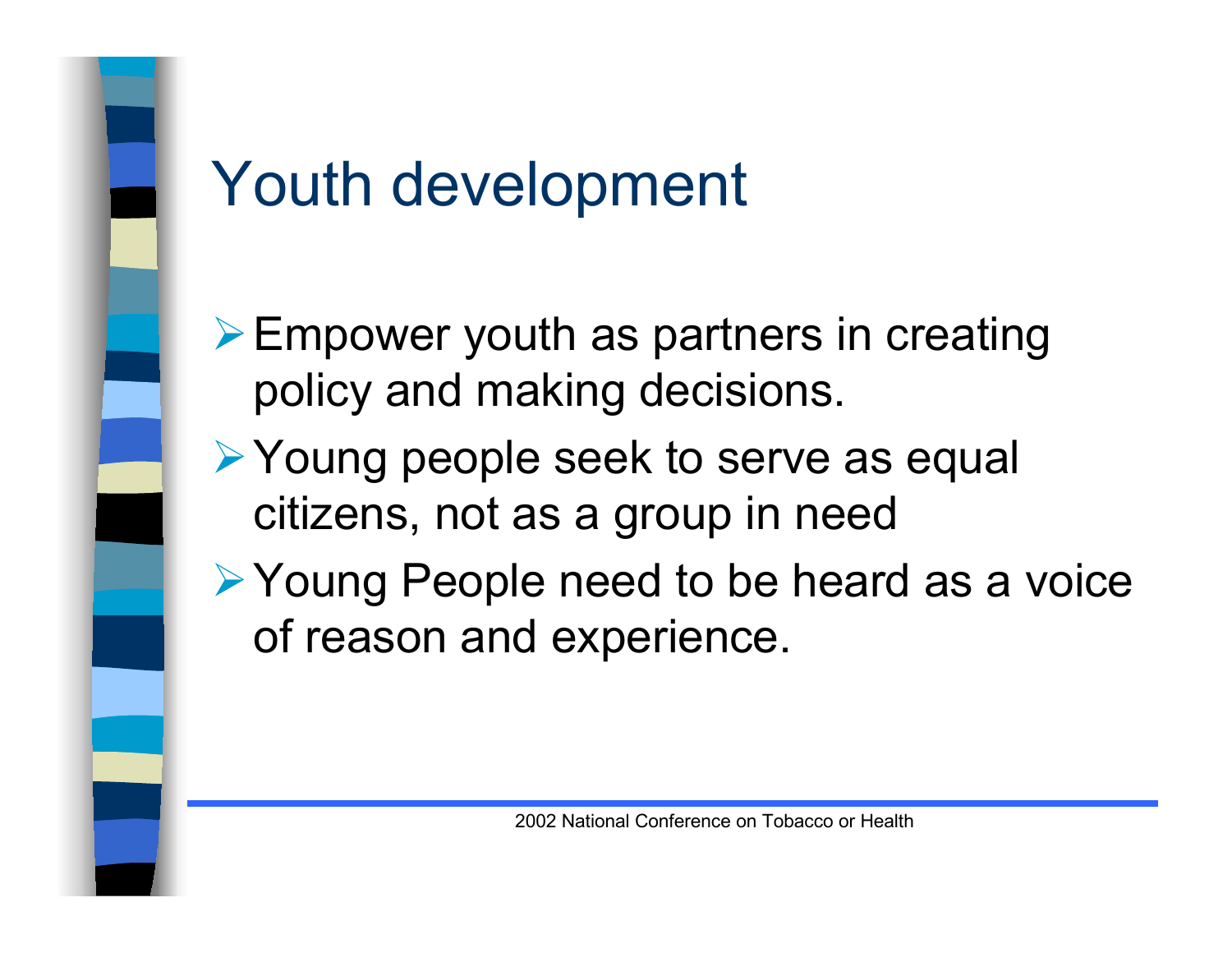# Youth development

- Empower youth as partners in creating policy and making decisions.
- Young people seek to serve as equal citizens, not as a group in need
- Young People need to be heard as a voice of reason and experience.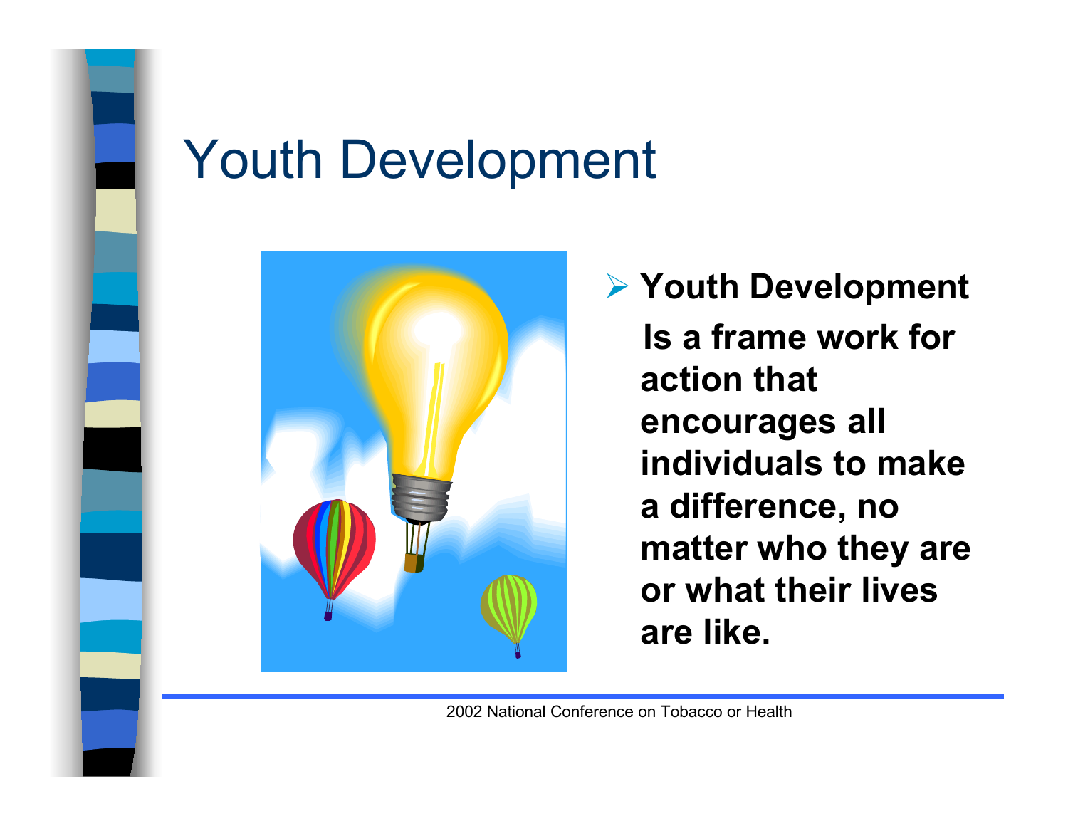# Youth Development

- **Youth Development Is a frame work for action that encourages all individuals to make a difference, no matter who they are or what their lives are like.**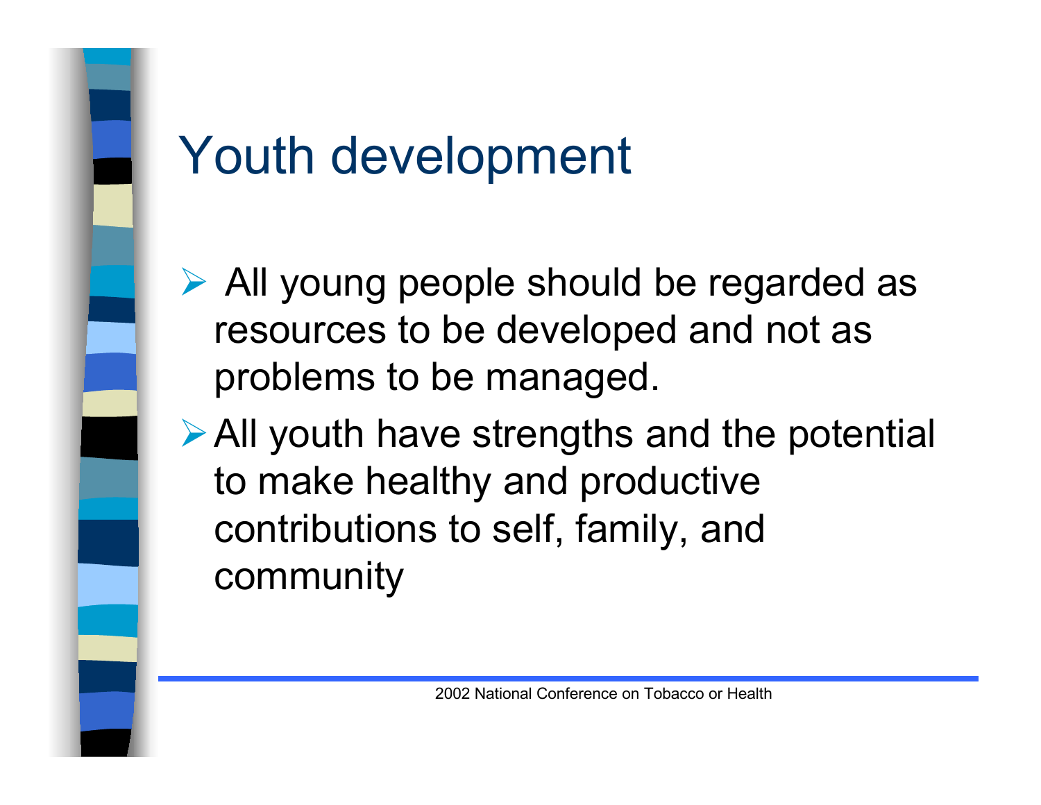# Youth development

- All young people should be regarded as resources to be developed and not as problems to be managed.
- All youth have strengths and the potential to make healthy and productive contributions to self, family, and community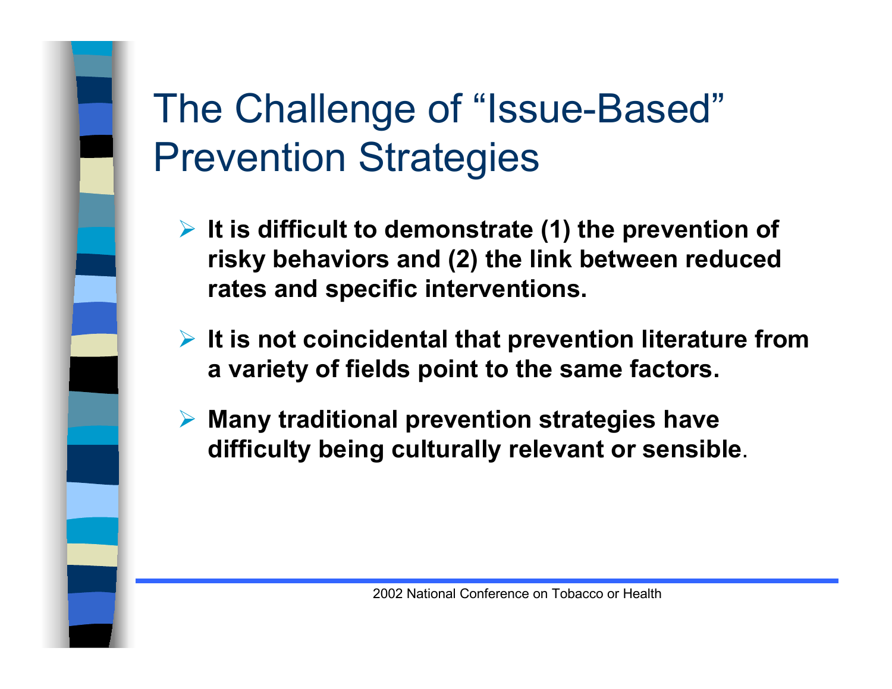# The Challenge of "Issue-Based" Prevention Strategies

- **It is difficult to demonstrate (1) the prevention of risky behaviors and (2) the link between reduced rates and specific interventions.**
- **It is not coincidental that prevention literature from a variety of fields point to the same factors.**
- **Many traditional prevention strategies have difficulty being culturally relevant or sensible**.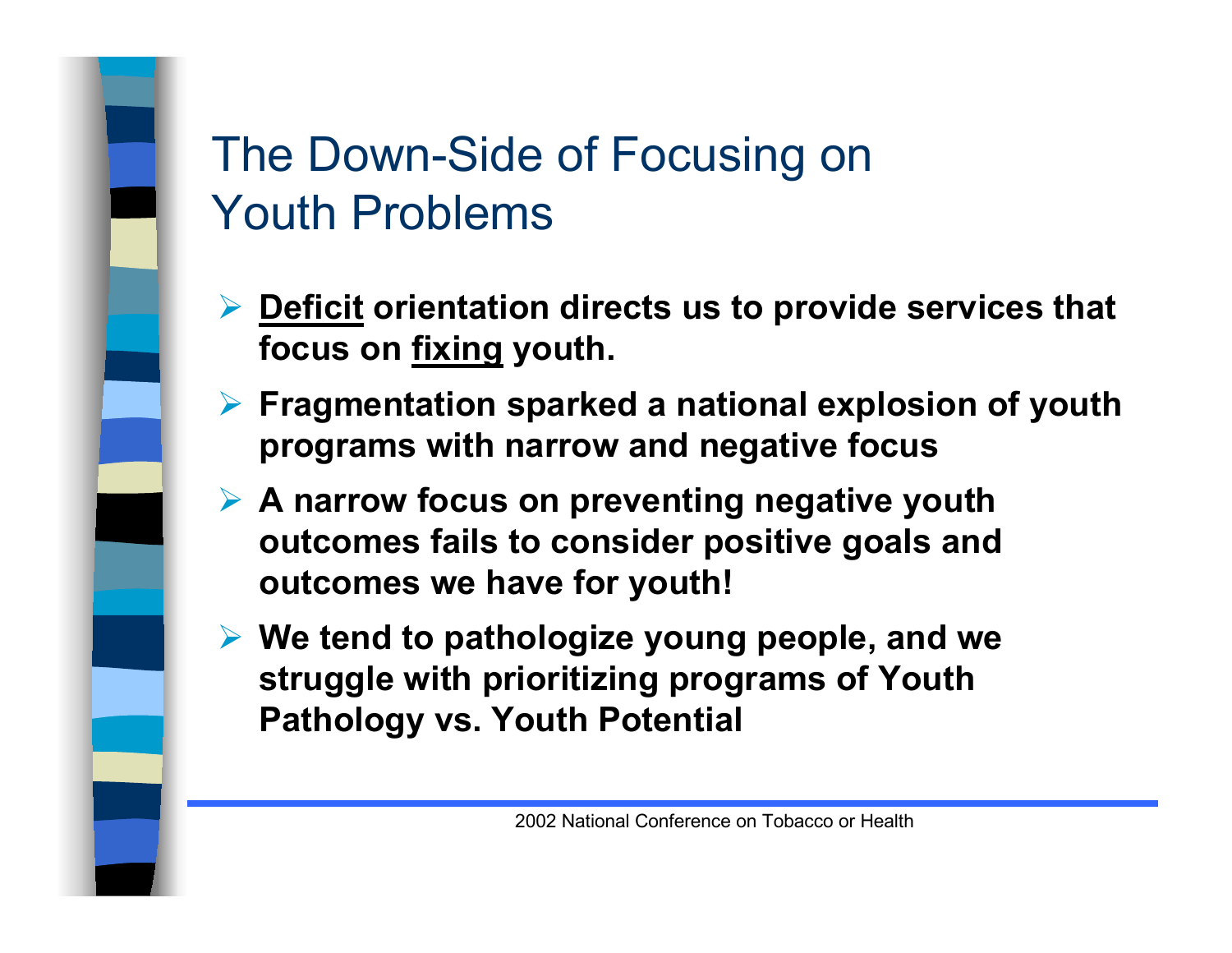# The Down-Side of Focusing on Youth Problems

- **<u>Deficit</u> orientation directs us to provide services that focus on <u>fixing</u> youth.**
- **Fragmentation sparked a national explosion of youth programs with narrow and negative focus**
- **A narrow focus on preventing negative youth outcomes fails to consider positive goals and outcomes we have for youth!**
- **We tend to pathologize young people, and we struggle with prioritizing programs of Youth Pathology vs. Youth Potential**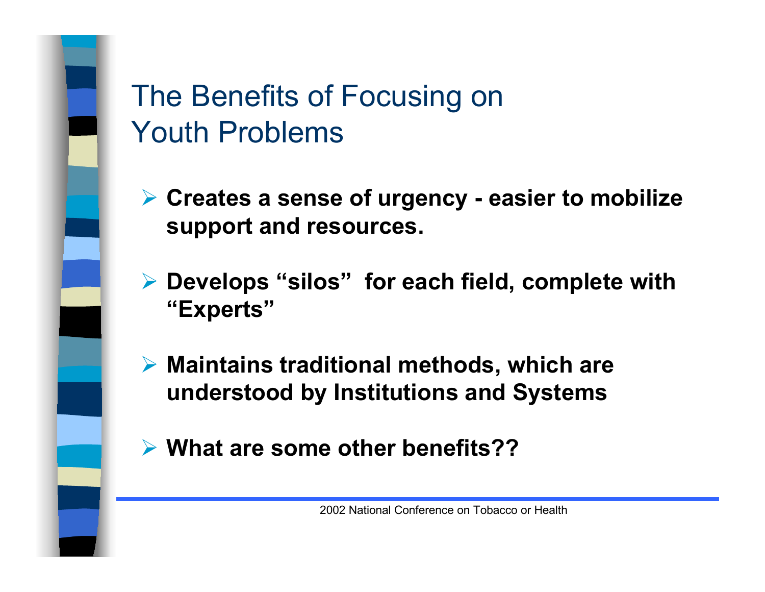# The Benefits of Focusing on Youth Problems

- **Creates a sense of urgency - easier to mobilize support and resources.**
- **Develops "silos" for each field, complete with "Experts"**
- **Maintains traditional methods, which are understood by Institutions and Systems**
- **What are some other benefits??**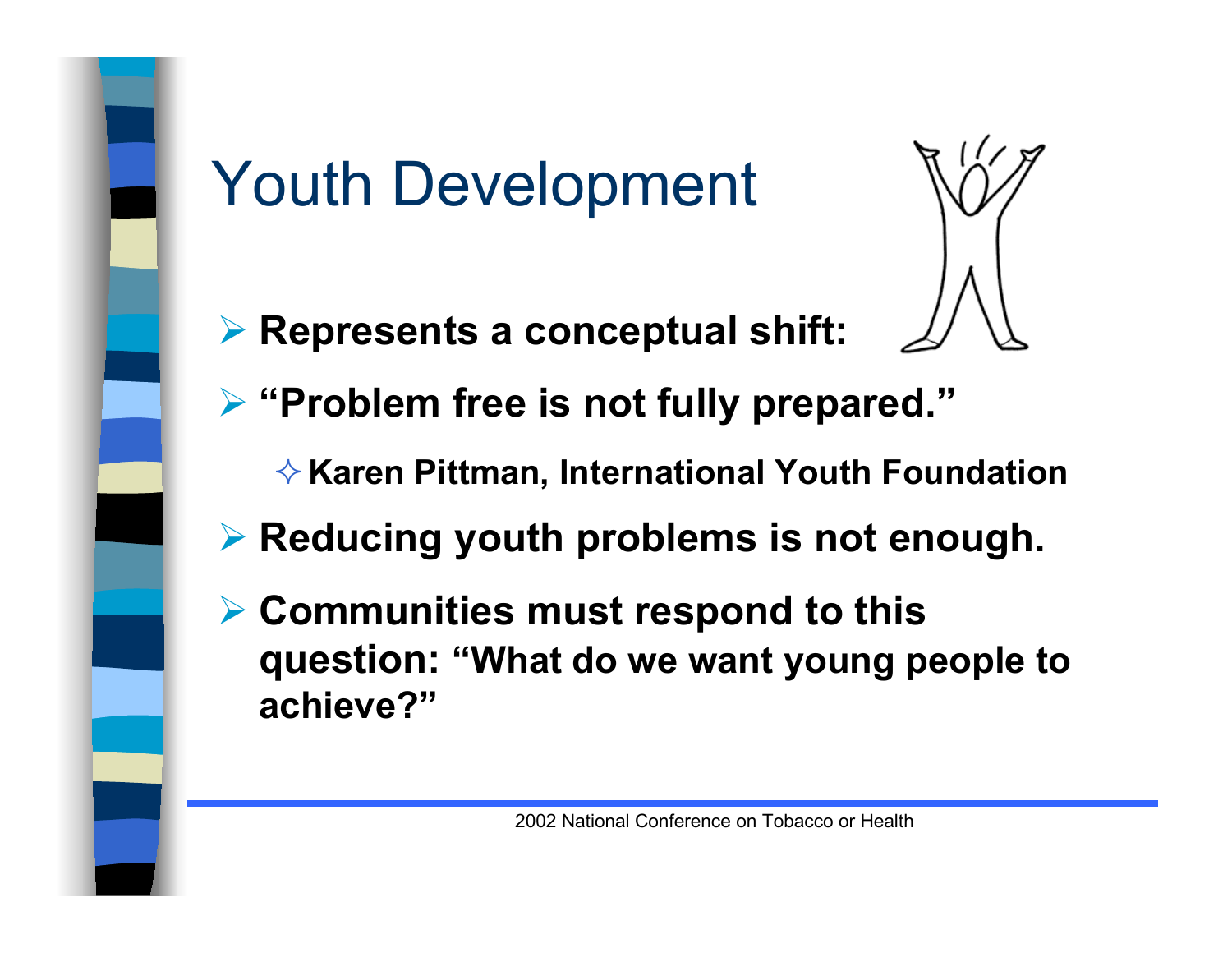# Youth Development

- **Represents a conceptual shift:**
- **"Problem free is not fully prepared."**
  - **Karen Pittman, International Youth Foundation**
- **Reducing youth problems is not enough.**
- **Communities must respond to this question: "What do we want young people to achieve?"**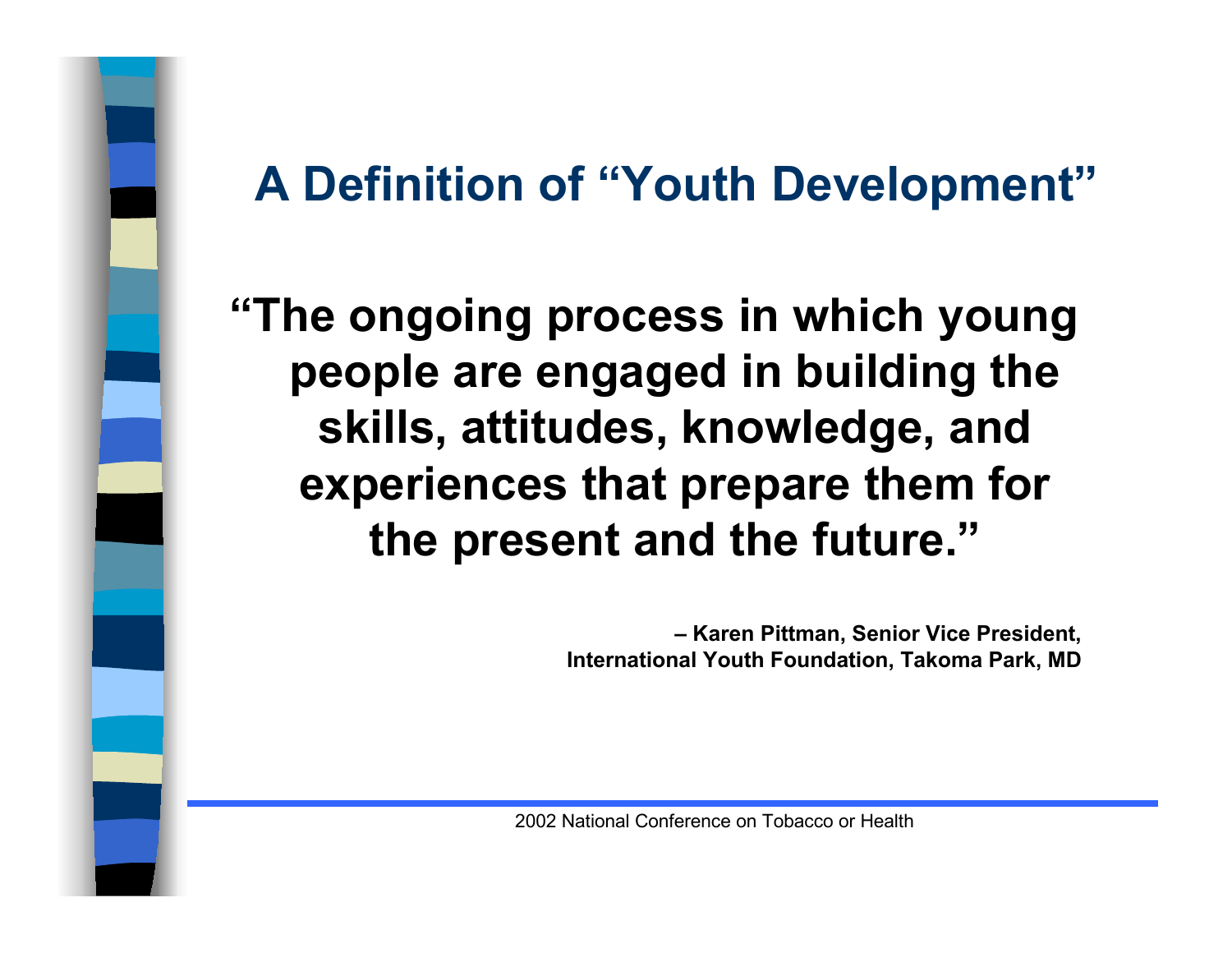# A Definition of "Youth Development"

**"The ongoing process in which young people are engaged in building the skills, attitudes, knowledge, and experiences that prepare them for the present and the future."**

**– Karen Pittman, Senior Vice President, International Youth Foundation, Takoma Park, MD**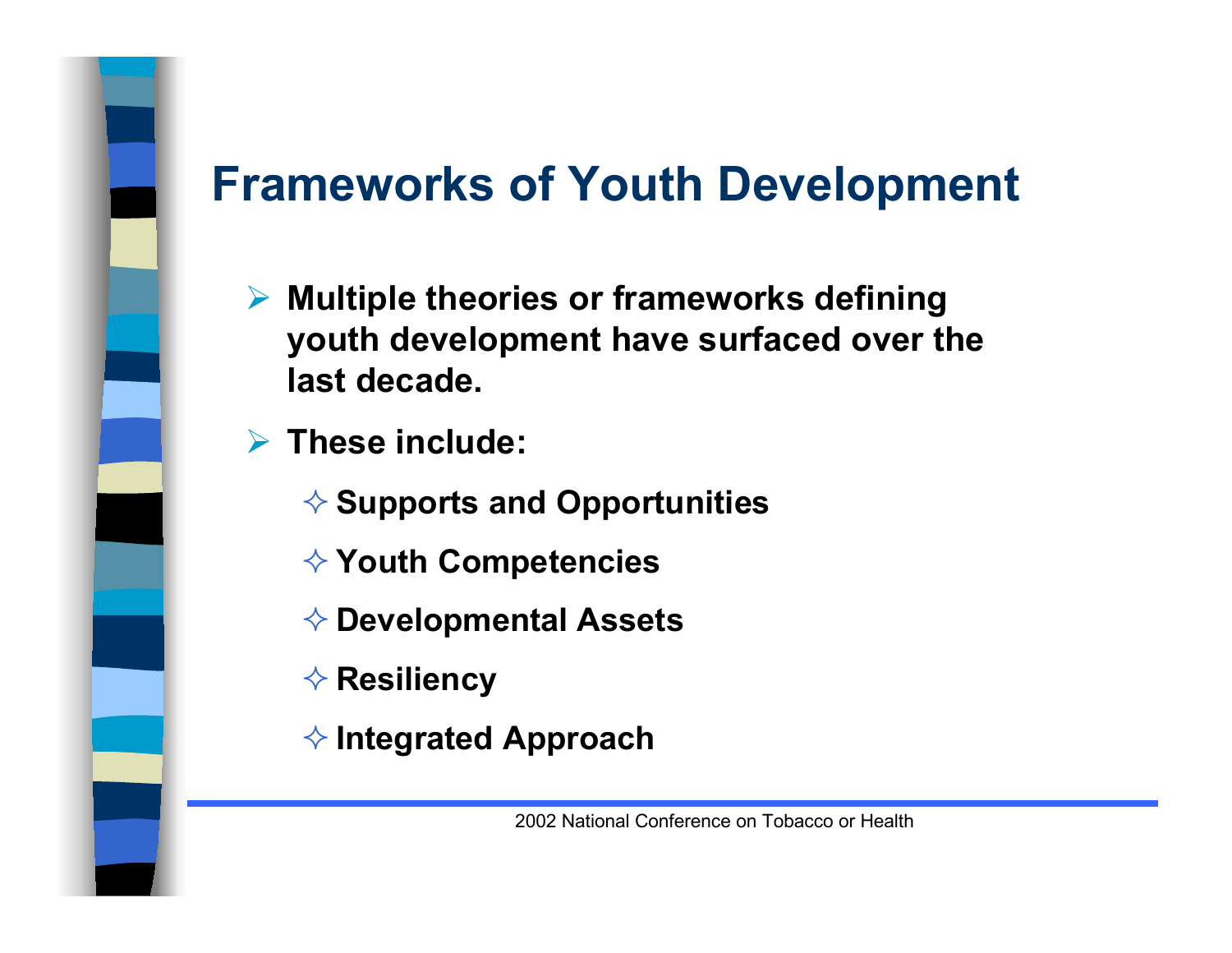# Frameworks of Youth Development

- **Multiple theories or frameworks defining youth development have surfaced over the last decade.**
- **These include:**
  - **Supports and Opportunities**
  - **Youth Competencies**
  - **Developmental Assets**
  - **Resiliency**
  - **Integrated Approach**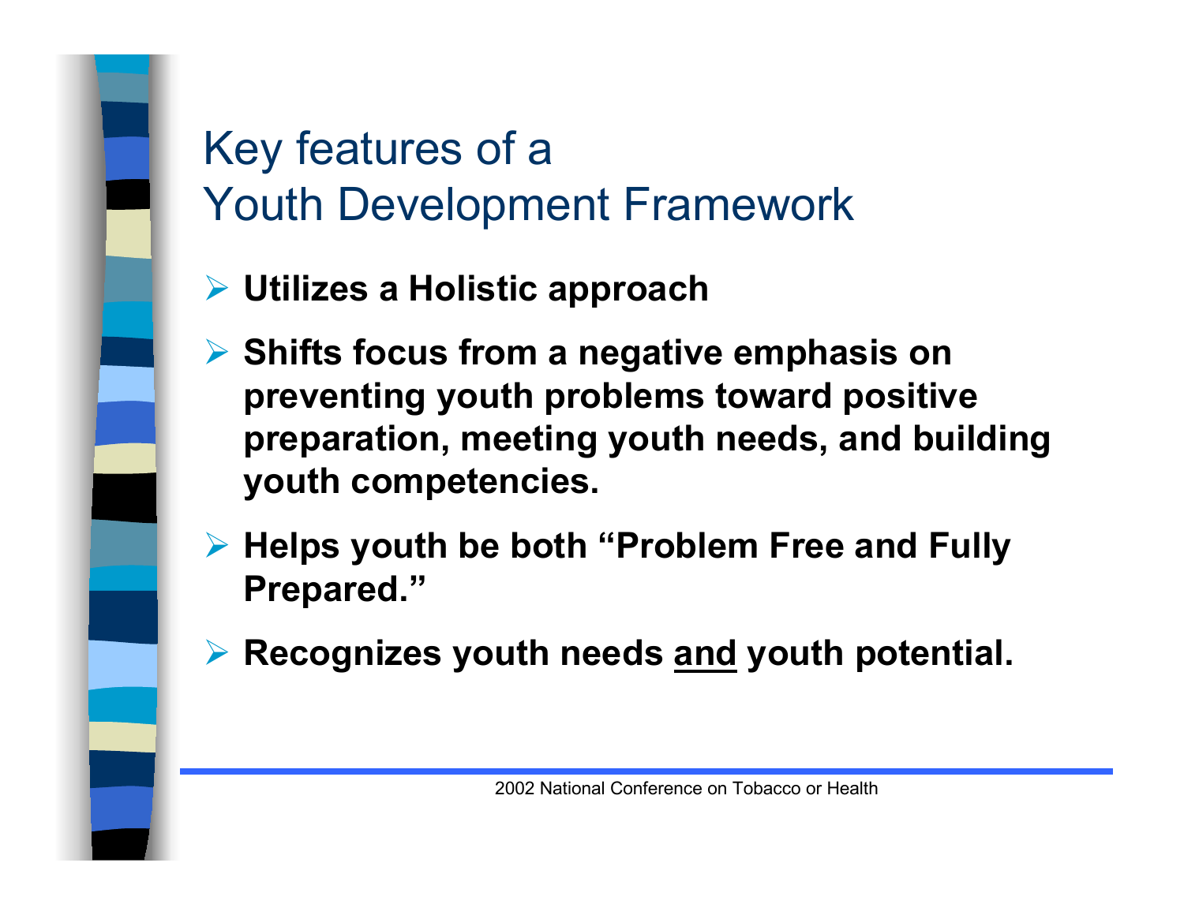# Key features of a Youth Development Framework

- **Utilizes a Holistic approach**
- **Shifts focus from a negative emphasis on preventing youth problems toward positive preparation, meeting youth needs, and building youth competencies.**
- **Helps youth be both "Problem Free and Fully Prepared."**
- **Recognizes youth needs <u>and</u> youth potential.**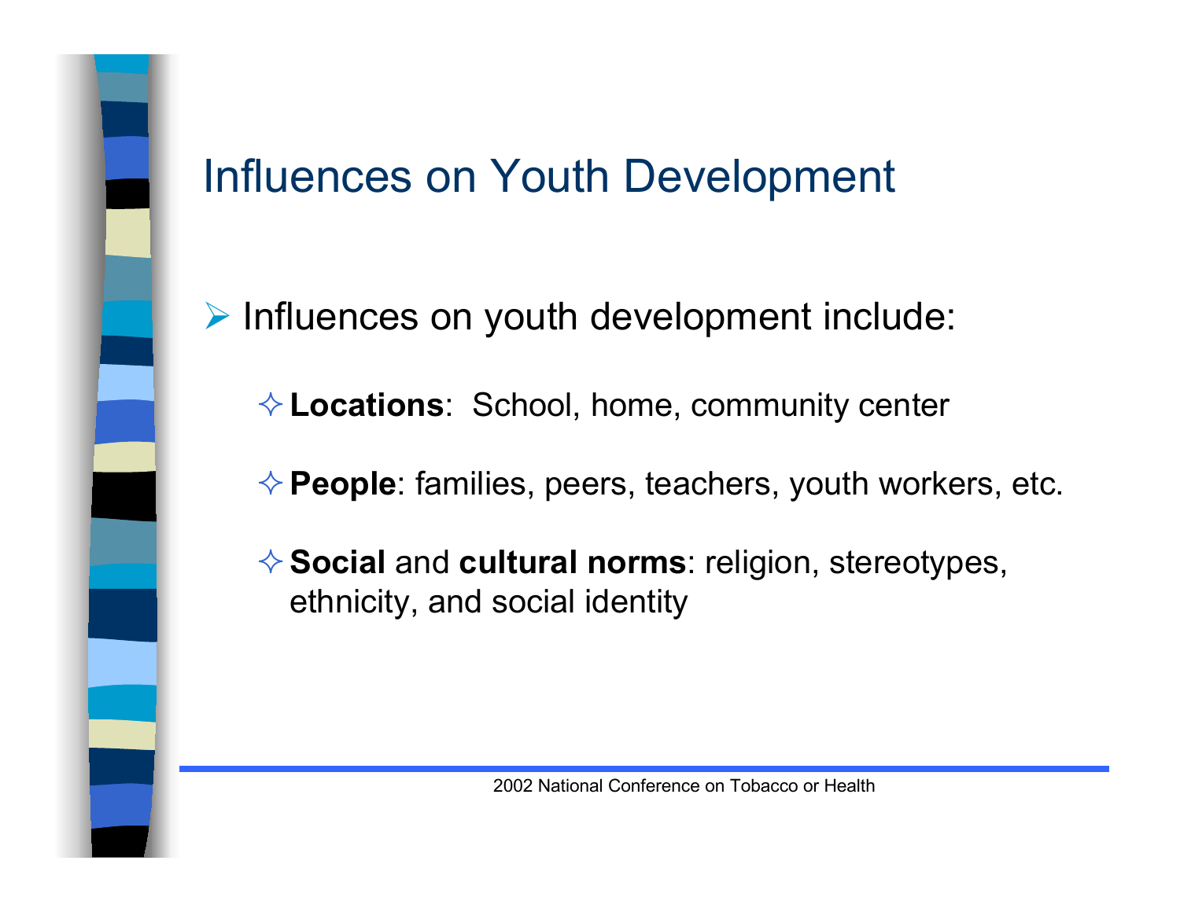# Influences on Youth Development

- Influences on youth development include:
  - **Locations**: School, home, community center
  - **People**: families, peers, teachers, youth workers, etc.
  - **Social** and **cultural norms**: religion, stereotypes, ethnicity, and social identity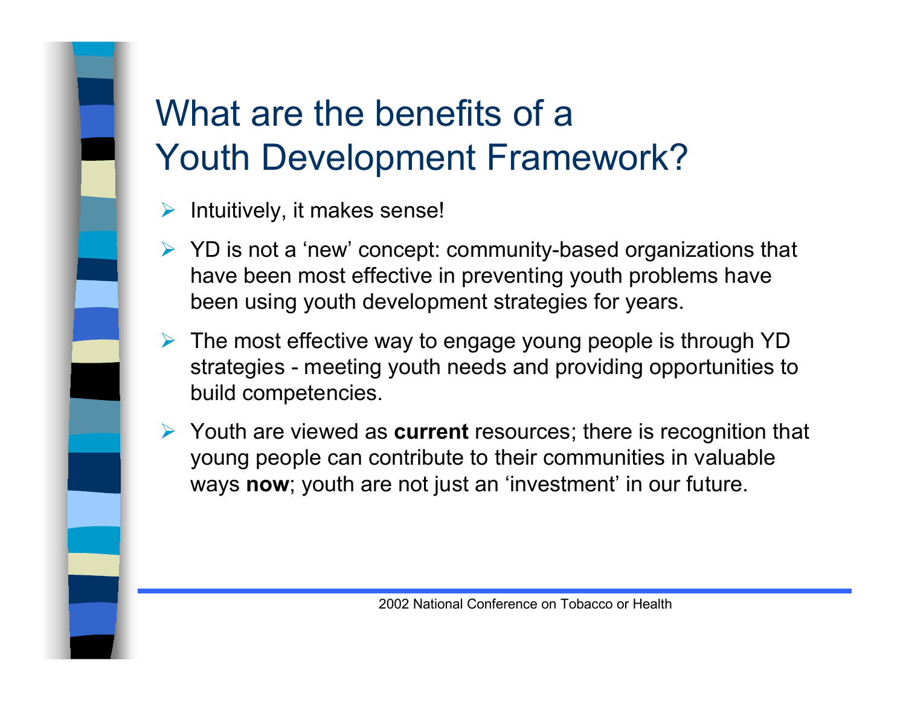# What are the benefits of a Youth Development Framework?

- Intuitively, it makes sense!
- YD is not a ‘new’ concept: community-based organizations that have been most effective in preventing youth problems have been using youth development strategies for years.
- The most effective way to engage young people is through YD strategies - meeting youth needs and providing opportunities to build competencies.
- Youth are viewed as **current** resources; there is recognition that young people can contribute to their communities in valuable ways **now**; youth are not just an ‘investment’ in our future.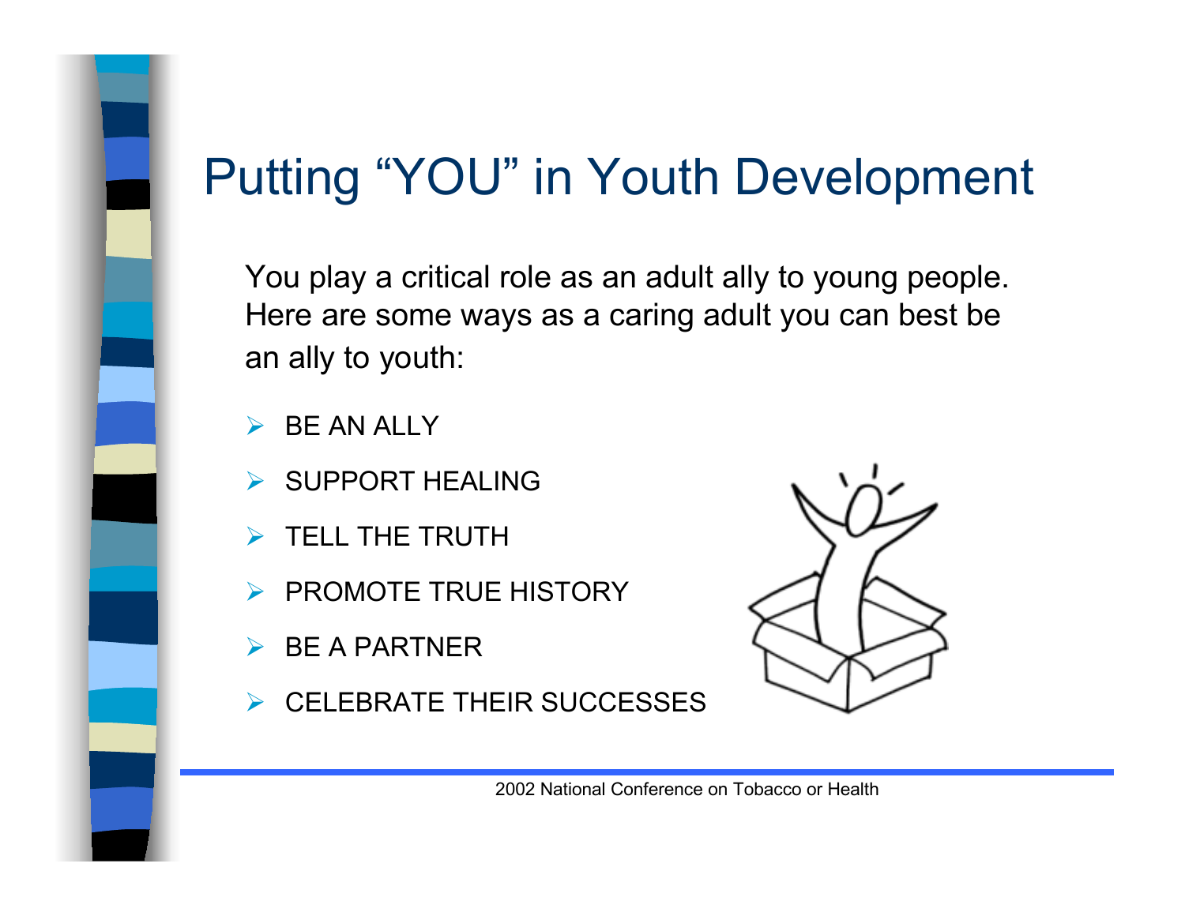# Putting "YOU" in Youth Development

You play a critical role as an adult ally to young people. Here are some ways as a caring adult you can best be an ally to youth:

- BE AN ALLY
- SUPPORT HEALING
- TELL THE TRUTH
- PROMOTE TRUE HISTORY
- BE A PARTNER
- CELEBRATE THEIR SUCCESSES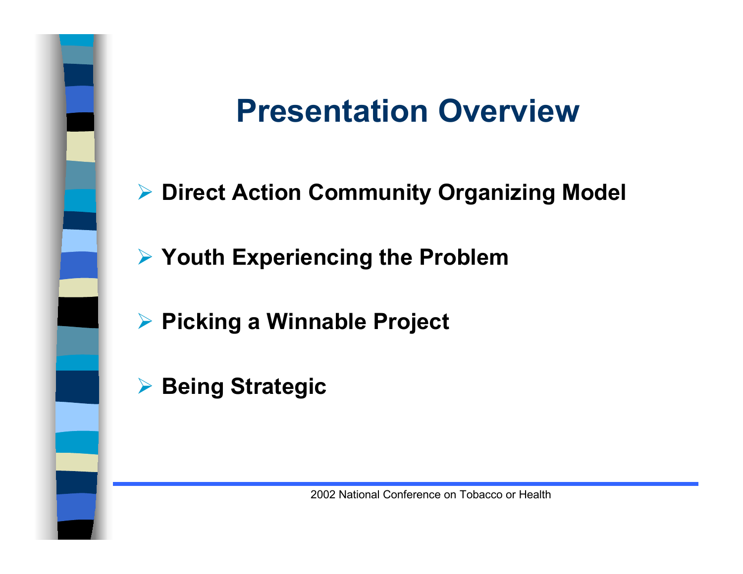# Presentation Overview

- **Direct Action Community Organizing Model**
- **Youth Experiencing the Problem**
- **Picking a Winnable Project**
- **Being Strategic**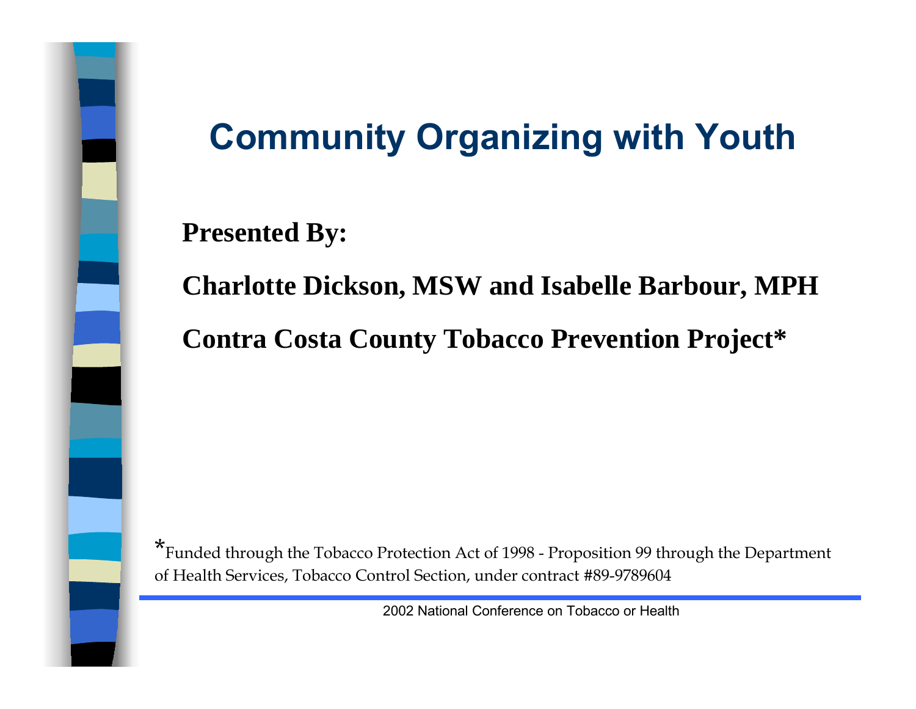# Community Organizing with Youth

**Presented By:**

**Charlotte Dickson, MSW and Isabelle Barbour, MPH**

**Contra Costa County Tobacco Prevention Project***

*Funded through the Tobacco Protection Act of 1998 - Proposition 99 through the Department of Health Services, Tobacco Control Section, under contract #89-9789604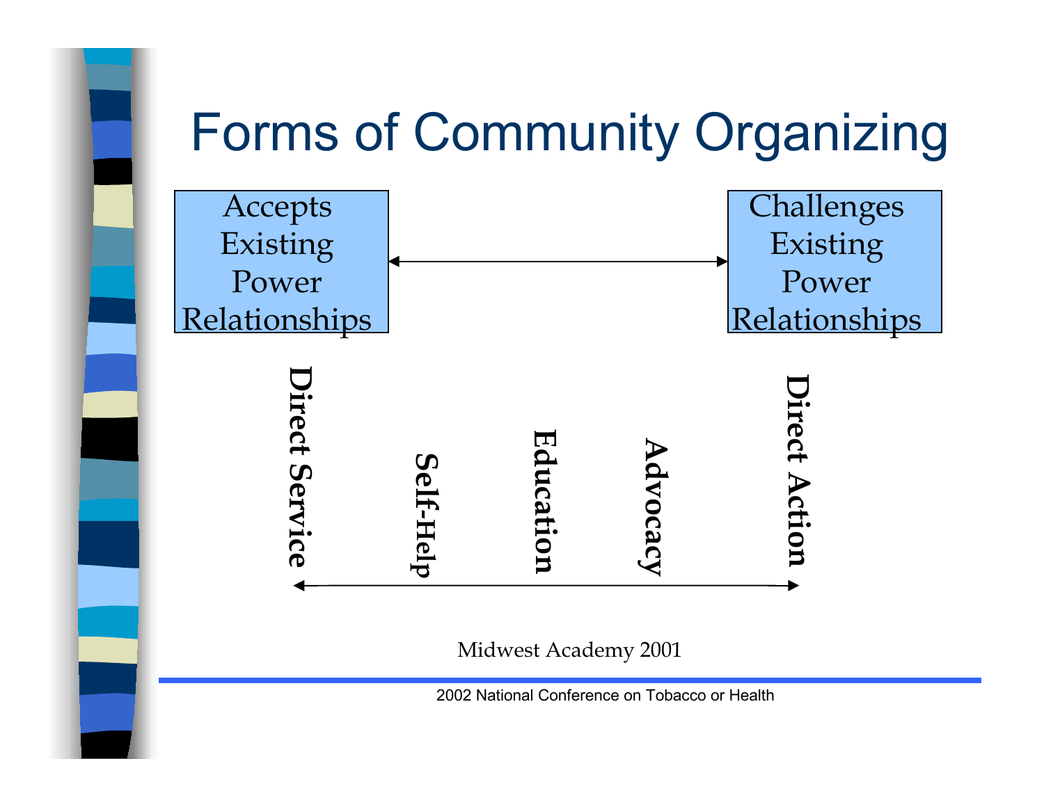# Forms of Community Organizing

Accepts Existing Power Relationships ←→ Challenges Existing Power Relationships

**Direct Service** — **Self-Help** — **Education** — **Advocacy** — **Direct Action**

Midwest Academy 2001

2002 National Conference on Tobacco or Health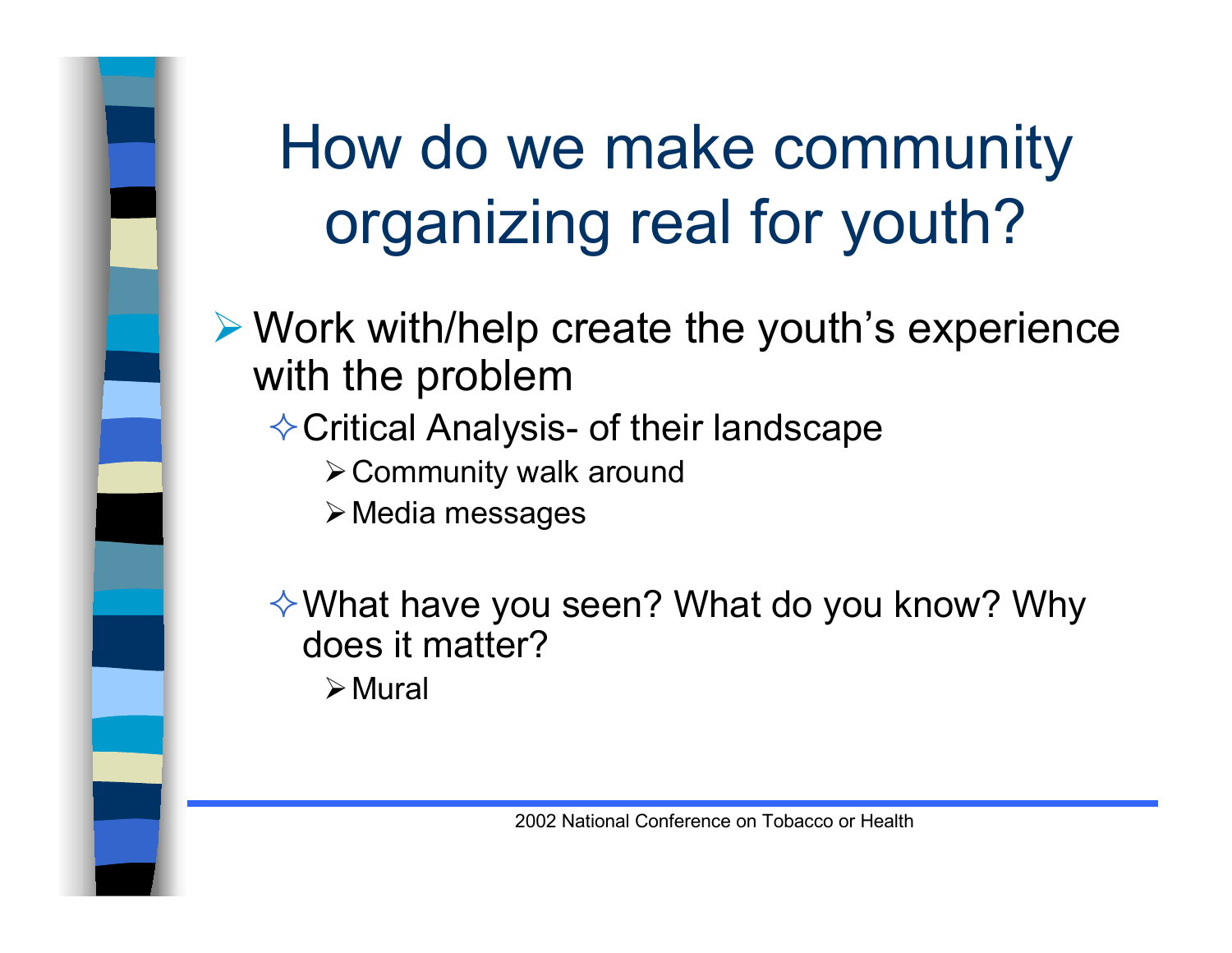# How do we make community organizing real for youth?

- Work with/help create the youth's experience with the problem
  - Critical Analysis- of their landscape
    - Community walk around
    - Media messages
  - What have you seen? What do you know? Why does it matter?
    - Mural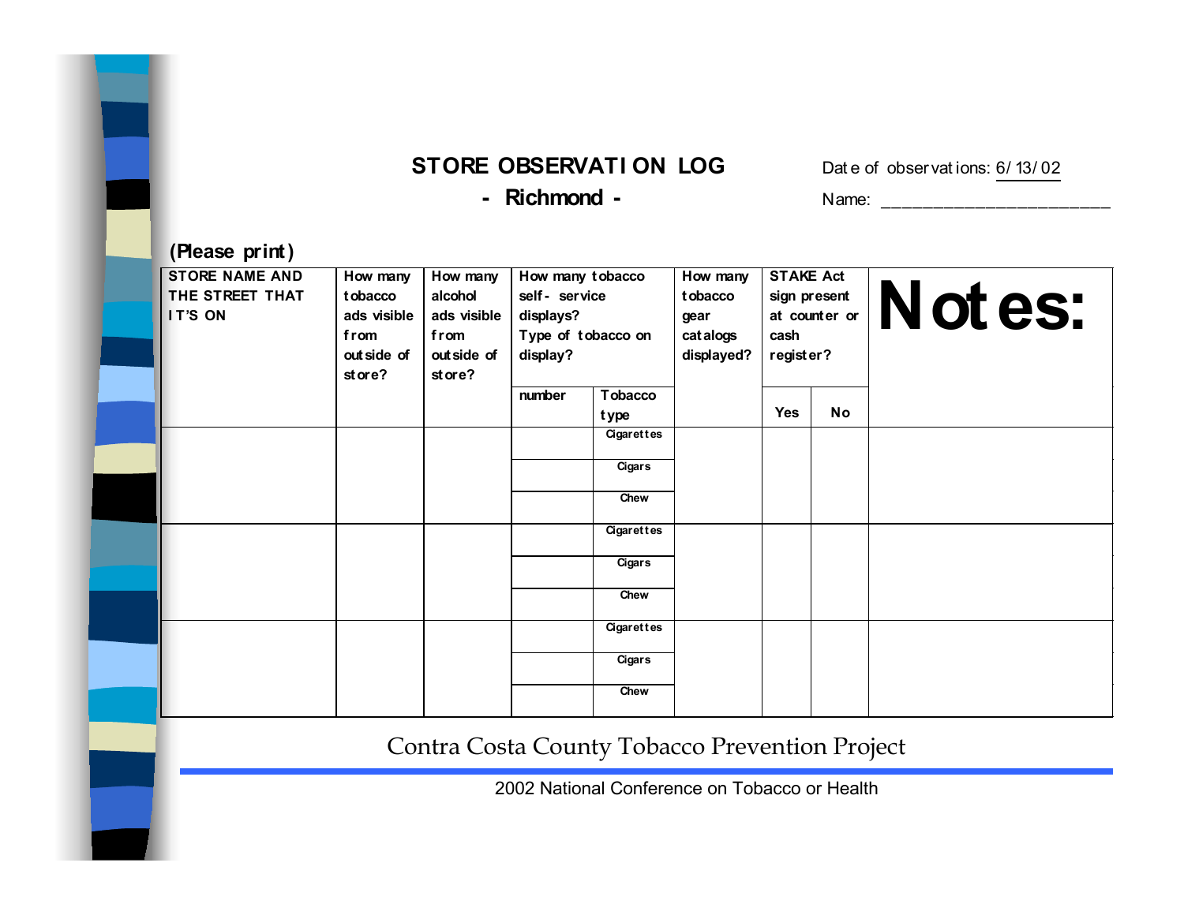# STORE OBSERVATION LOG

## - Richmond -

Date of observations: 6/13/02

Name: \_\_\_\_\_\_\_\_\_\_\_\_\_\_\_\_\_\_\_\_\_\_\_\_

**(Please print)**

| STORE NAME AND THE STREET THAT IT'S ON | How many tobacco ads visible from outside of store? | How many alcohol ads visible from outside of store? | How many tobacco self- service displays? Type of tobacco on display? | | How many tobacco gear catalogs displayed? | STAKE Act sign present at counter or cash register? | | Notes: |
|---|---|---|---|---|---|---|---|---|
| | | | number | Tobacco type | | Yes | No | |
| | | | | Cigarettes | | | | |
| | | | | Cigars | | | | |
| | | | | Chew | | | | |
| | | | | Cigarettes | | | | |
| | | | | Cigars | | | | |
| | | | | Chew | | | | |
| | | | | Cigarettes | | | | |
| | | | | Cigars | | | | |
| | | | | Chew | | | | |

Contra Costa County Tobacco Prevention Project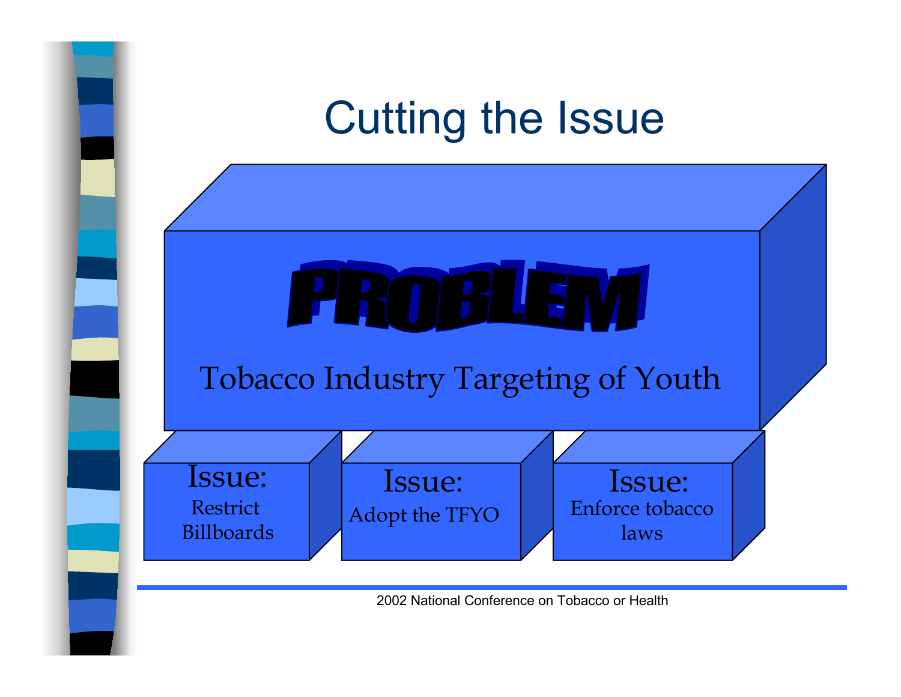# Cutting the Issue

**PROBLEM**

Tobacco Industry Targeting of Youth

- **Issue:** Restrict Billboards
- **Issue:** Adopt the TFYO
- **Issue:** Enforce tobacco laws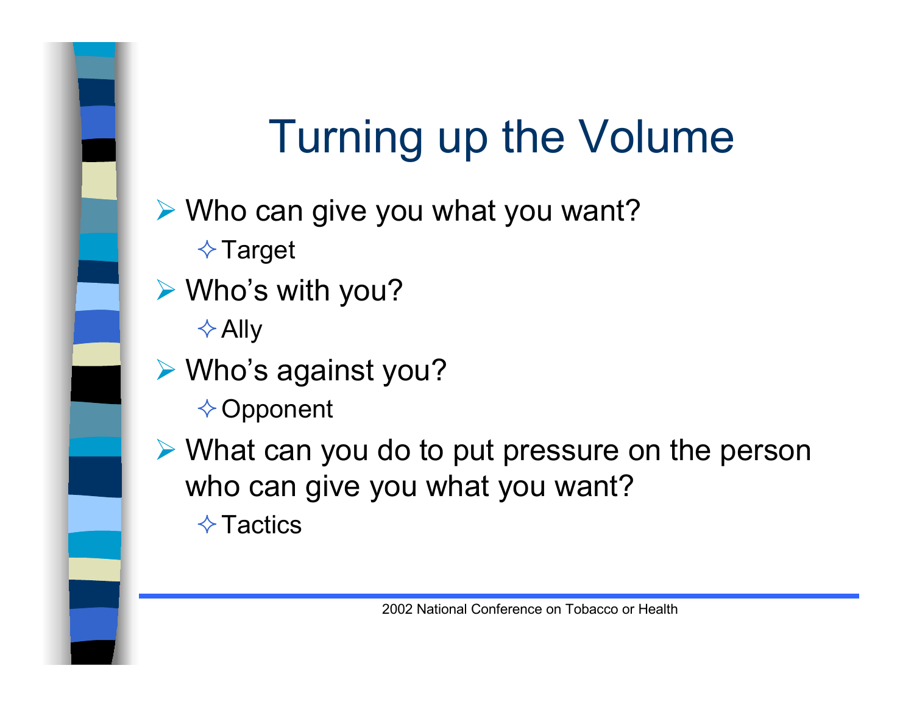# Turning up the Volume

- Who can give you what you want?
  - Target
- Who's with you?
  - Ally
- Who's against you?
  - Opponent
- What can you do to put pressure on the person who can give you what you want?
  - Tactics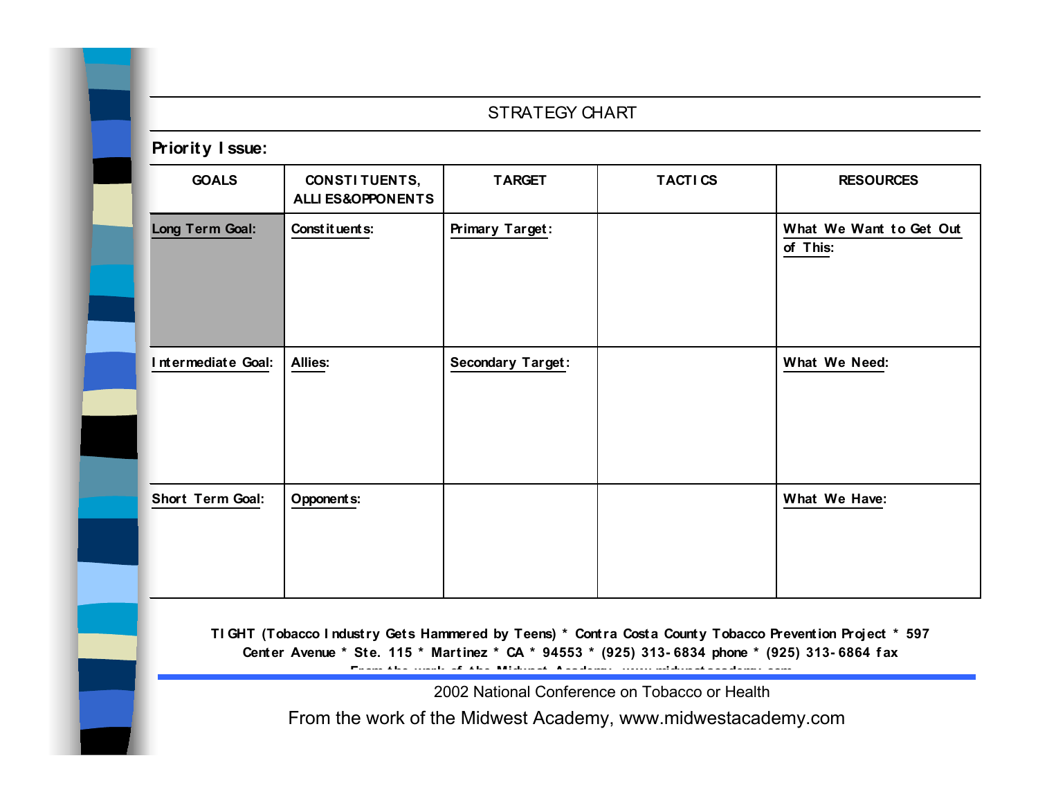# STRATEGY CHART

**Priority Issue:**

| GOALS | CONSTITUENTS, ALLIES&OPPONENTS | TARGET | TACTICS | RESOURCES |
|---|---|---|---|---|
| **Long Term Goal:** | **Constituents:** | **Primary Target:** | | **What We Want to Get Out of This:** |
| **Intermediate Goal:** | **Allies:** | **Secondary Target:** | | **What We Need:** |
| **Short Term Goal:** | **Opponents:** | | | **What We Have:** |

**TIGHT (Tobacco Industry Gets Hammered by Teens) * Contra Costa County Tobacco Prevention Project * 597 Center Avenue * Ste. 115 * Martinez * CA * 94553 * (925) 313-6834 phone * (925) 313-6864 fax**

2002 National Conference on Tobacco or Health

From the work of the Midwest Academy, www.midwestacademy.com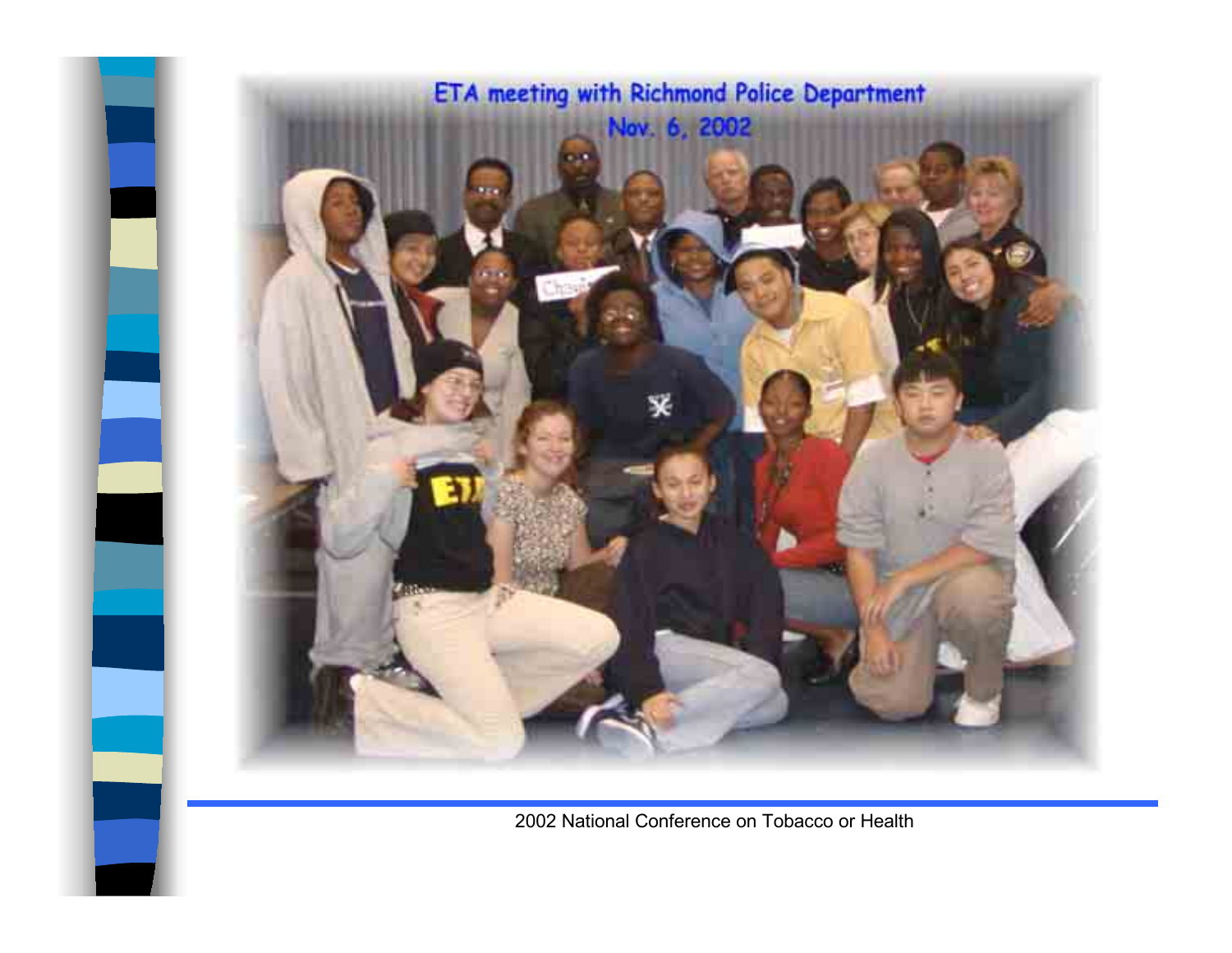ETA meeting with Richmond Police Department
Nov. 6, 2002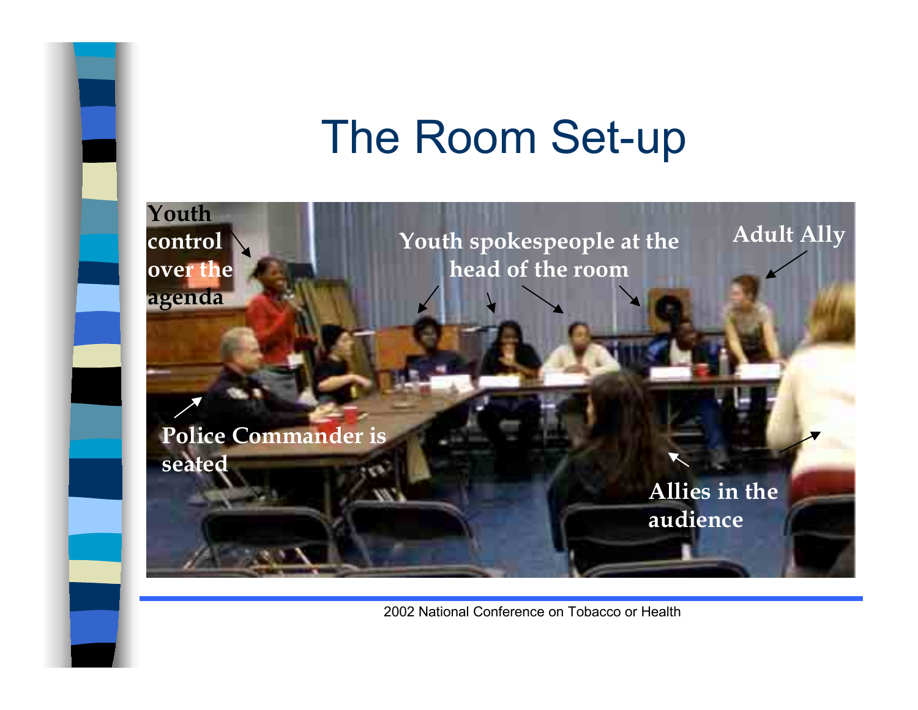# The Room Set-up

Youth control over the agenda

Youth spokespeople at the head of the room

Adult Ally

Police Commander is seated

Allies in the audience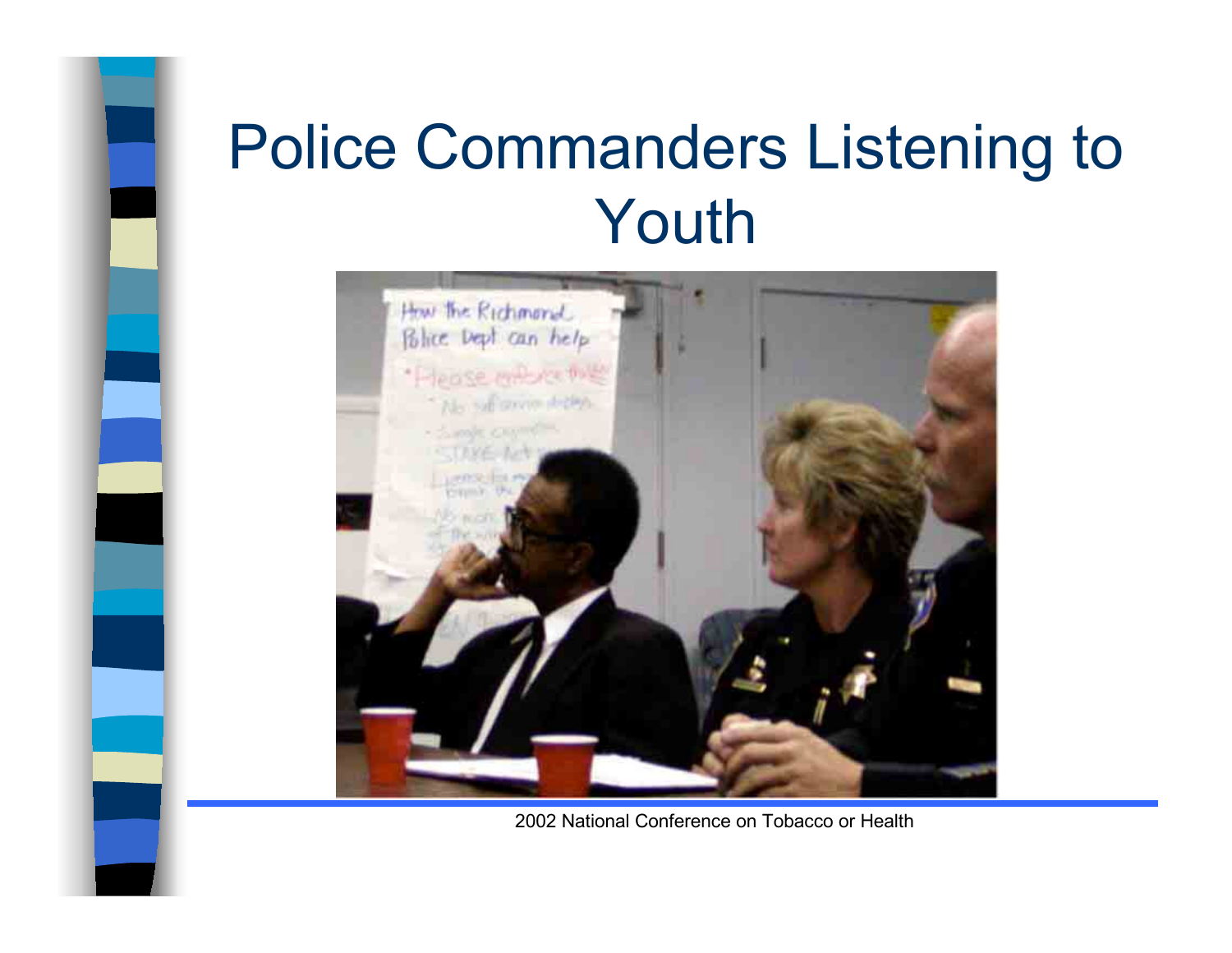# Police Commanders Listening to Youth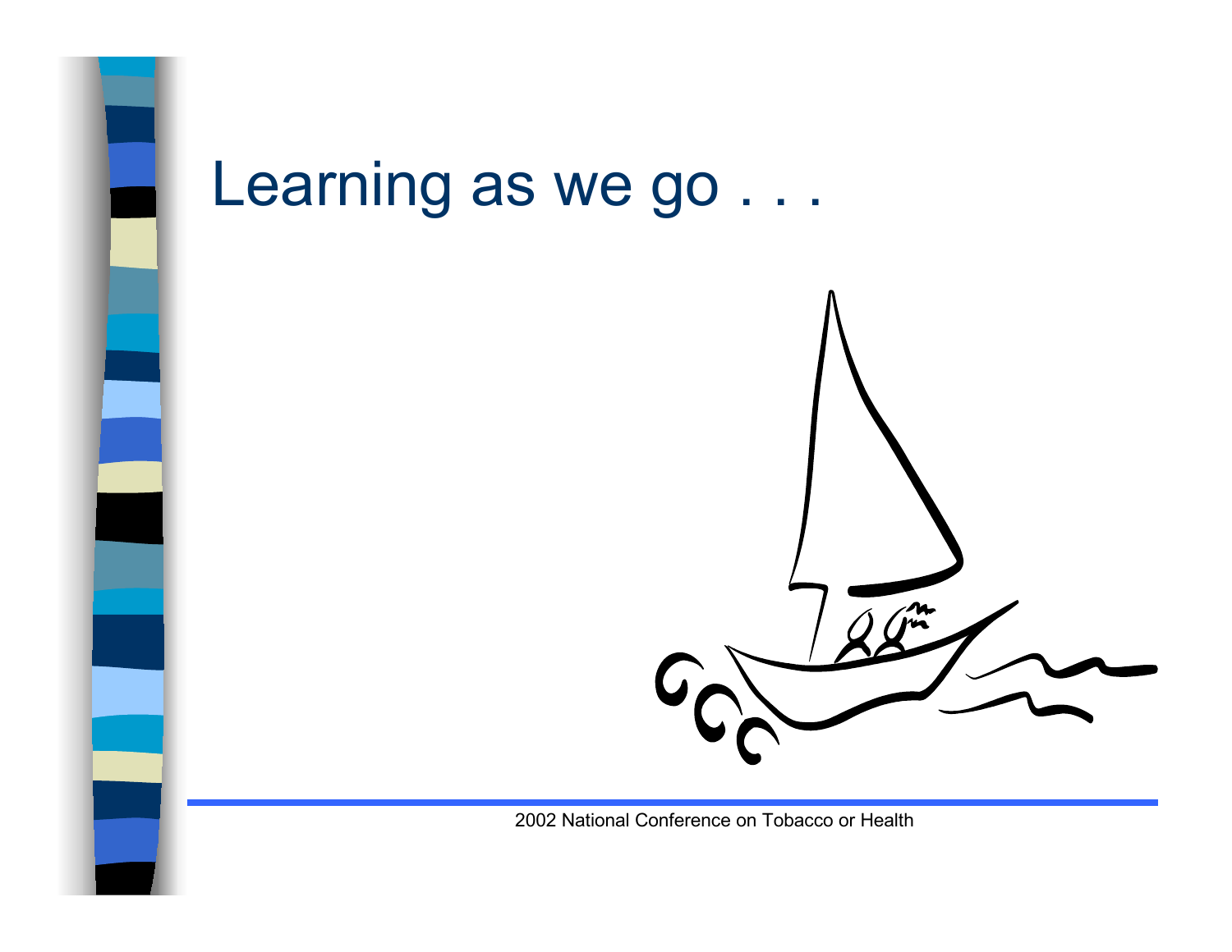# Learning as we go . . .